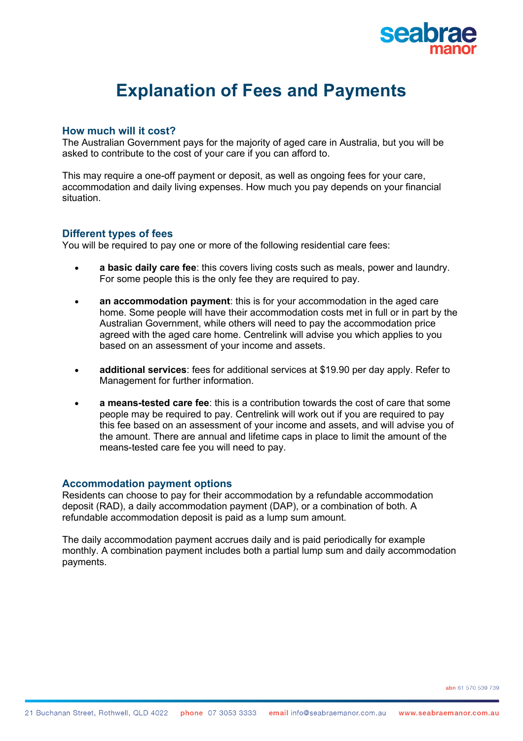# Explanation of Fees and Payments

## How much will it cost?

The Australian Government pays for the majority of aged care in Australia, but you will be asked to contribute to the cost of your care if you can afford to.

This may require a one-off payment or deposit, as well as ongoing fees for your care, accommodation and daily living expenses. How much you pay depends on your financial situation.

## Different types of fees

You will be required to pay one or more of the following residential care fees:

- **a basic daily care fee**: this covers living costs such as meals, power and laundry. For some people this is the only fee they are required to pay.
- **an accommodation payment**: this is for your accommodation in the aged care home. Some people will have their accommodation costs met in full or in part by the Australian Government, while others will need to pay the accommodation price agreed with the aged care home. Centrelink will advise you which applies to you based on an assessment of your income and assets.
- **additional services**: fees for additional services at $19.90 per day apply. Refer to Management for further information.
- **a means-tested care fee**: this is a contribution towards the cost of care that some people may be required to pay. Centrelink will work out if you are required to pay this fee based on an assessment of your income and assets, and will advise you of the amount. There are annual and lifetime caps in place to limit the amount of the means-tested care fee you will need to pay.

## Accommodation payment options

Residents can choose to pay for their accommodation by a refundable accommodation deposit (RAD), a daily accommodation payment (DAP), or a combination of both. A refundable accommodation deposit is paid as a lump sum amount.

The daily accommodation payment accrues daily and is paid periodically for example monthly. A combination payment includes both a partial lump sum and daily accommodation payments.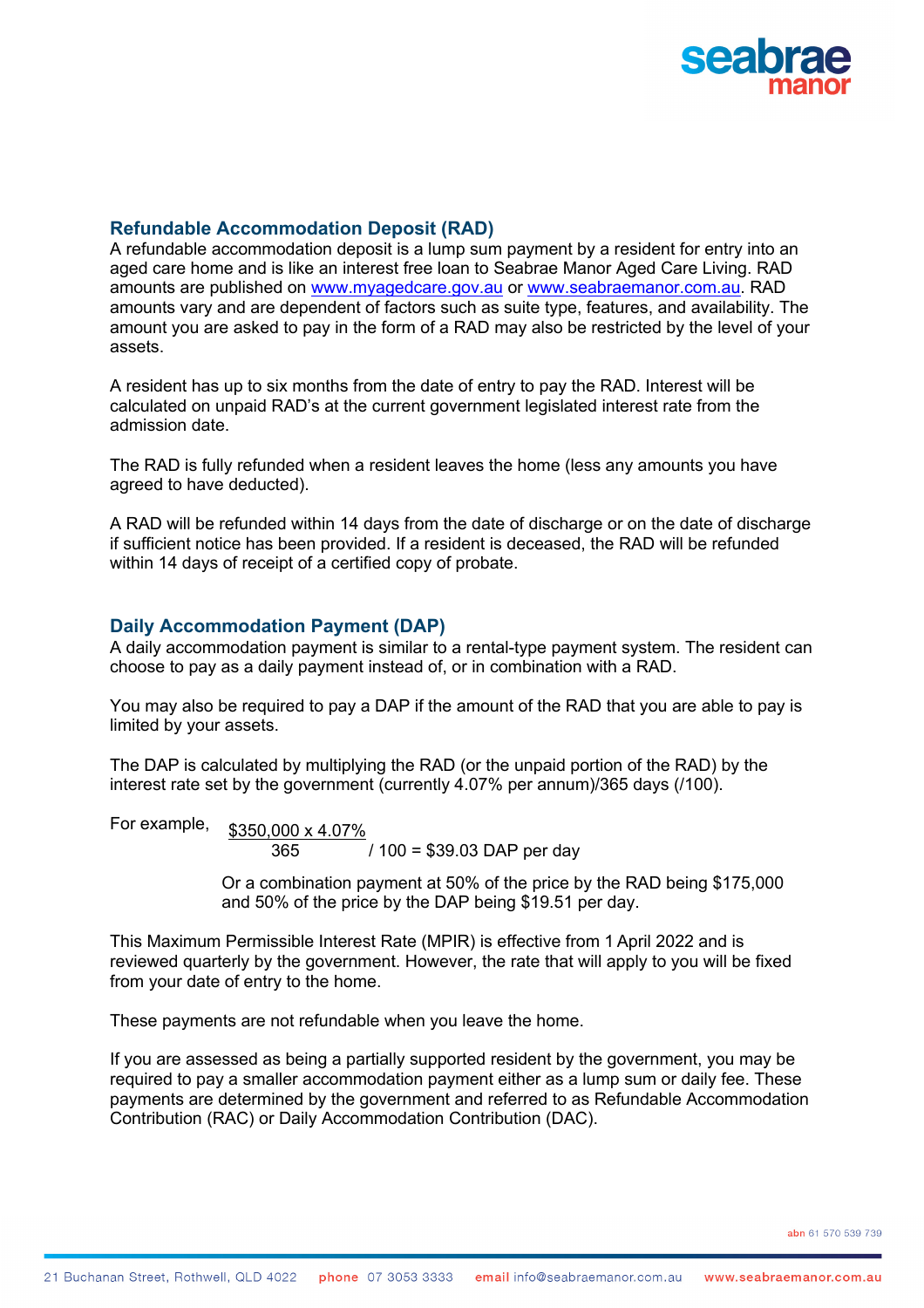## Refundable Accommodation Deposit (RAD)

A refundable accommodation deposit is a lump sum payment by a resident for entry into an aged care home and is like an interest free loan to Seabrae Manor Aged Care Living. RAD amounts are published on [www.myagedcare.gov.au](http://www.myagedcare.gov.au) or [www.seabraemanor.com.au](http://www.seabraemanor.com.au). RAD amounts vary and are dependent of factors such as suite type, features, and availability. The amount you are asked to pay in the form of a RAD may also be restricted by the level of your assets.

A resident has up to six months from the date of entry to pay the RAD. Interest will be calculated on unpaid RAD's at the current government legislated interest rate from the admission date.

The RAD is fully refunded when a resident leaves the home (less any amounts you have agreed to have deducted).

A RAD will be refunded within 14 days from the date of discharge or on the date of discharge if sufficient notice has been provided. If a resident is deceased, the RAD will be refunded within 14 days of receipt of a certified copy of probate.

## Daily Accommodation Payment (DAP)

A daily accommodation payment is similar to a rental-type payment system. The resident can choose to pay as a daily payment instead of, or in combination with a RAD.

You may also be required to pay a DAP if the amount of the RAD that you are able to pay is limited by your assets.

The DAP is calculated by multiplying the RAD (or the unpaid portion of the RAD) by the interest rate set by the government (currently 4.07% per annum)/365 days (/100).

For example, $\frac{\$350{,}000 \times 4.07\%}{365} / 100 = \$39.03$ DAP per day

Or a combination payment at 50% of the price by the RAD being $175,000 and 50% of the price by the DAP being $19.51 per day.

This Maximum Permissible Interest Rate (MPIR) is effective from 1 April 2022 and is reviewed quarterly by the government. However, the rate that will apply to you will be fixed from your date of entry to the home.

These payments are not refundable when you leave the home.

If you are assessed as being a partially supported resident by the government, you may be required to pay a smaller accommodation payment either as a lump sum or daily fee. These payments are determined by the government and referred to as Refundable Accommodation Contribution (RAC) or Daily Accommodation Contribution (DAC).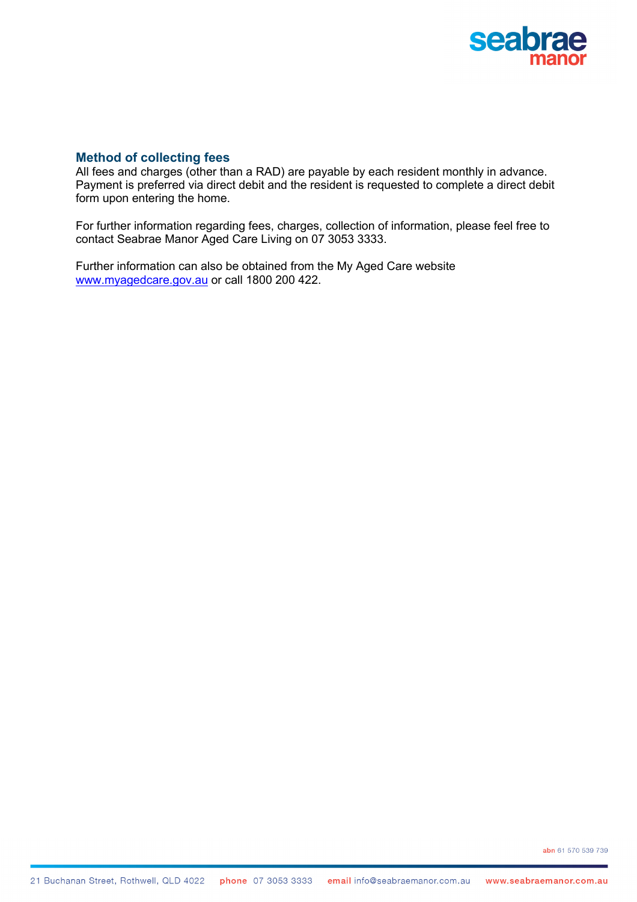## Method of collecting fees

All fees and charges (other than a RAD) are payable by each resident monthly in advance. Payment is preferred via direct debit and the resident is requested to complete a direct debit form upon entering the home.

For further information regarding fees, charges, collection of information, please feel free to contact Seabrae Manor Aged Care Living on 07 3053 3333.

Further information can also be obtained from the My Aged Care website [www.myagedcare.gov.au](http://www.myagedcare.gov.au) or call 1800 200 422.